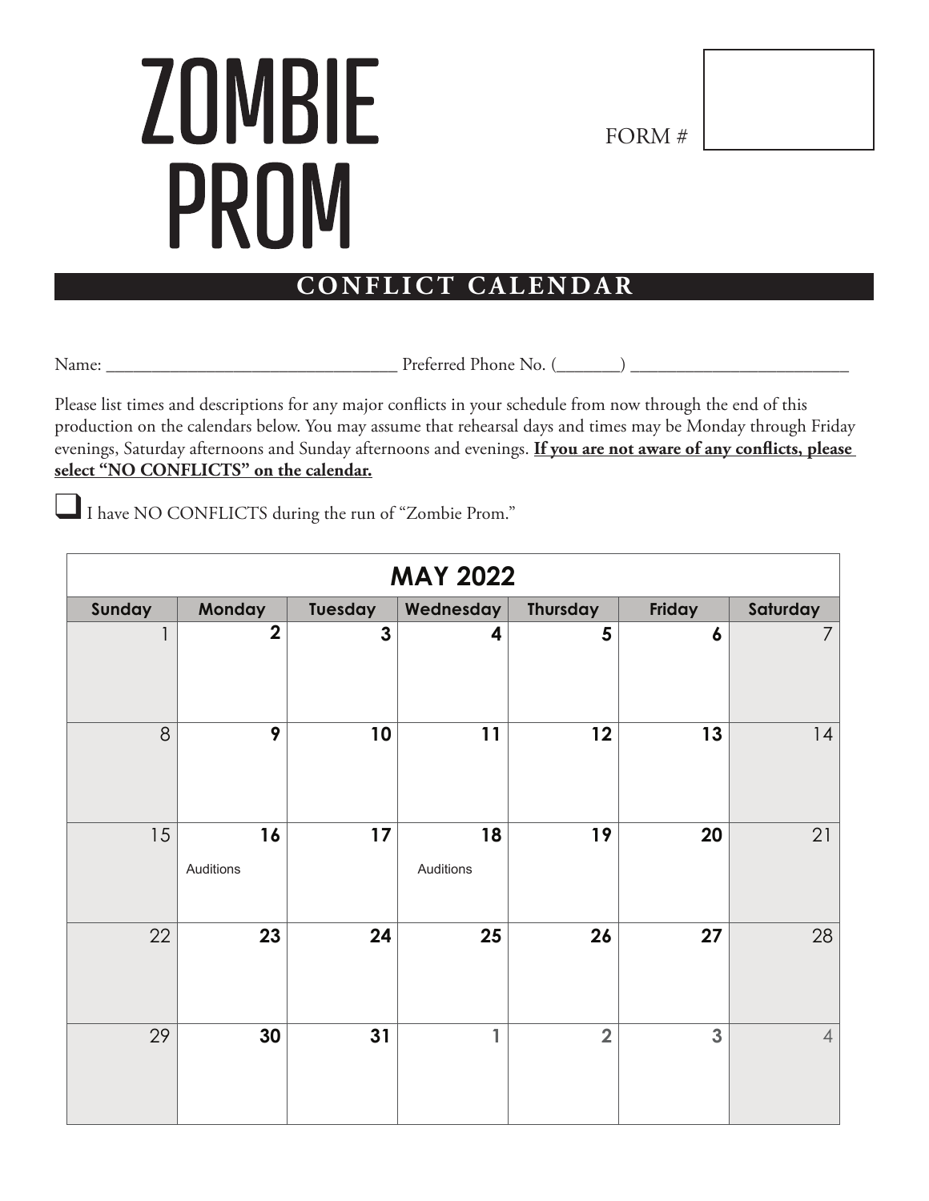# ZOMBIE PROM

FORM #

## CONFLICT CALENDAR

Name: ________________________________ Preferred Phone No. (_______) ________________________

Please list times and descriptions for any major conflicts in your schedule from now through the end of this production on the calendars below. You may assume that rehearsal days and times may be Monday through Friday evenings, Saturday afternoons and Sunday afternoons and evenings. **If you are not aware of any conflicts, please select "NO CONFLICTS" on the calendar.**

☐ I have NO CONFLICTS during the run of "Zombie Prom."

| MAY 2022 | | | | | | |
|---|---|---|---|---|---|---|
| **Sunday** | **Monday** | **Tuesday** | **Wednesday** | **Thursday** | **Friday** | **Saturday** |
| 1 | 2 | 3 | 4 | 5 | 6 | 7 |
| 8 | 9 | 10 | 11 | 12 | 13 | 14 |
| 15 | 16 Auditions | 17 | 18 Auditions | 19 | 20 | 21 |
| 22 | 23 | 24 | 25 | 26 | 27 | 28 |
| 29 | 30 | 31 | 1 | 2 | 3 | 4 |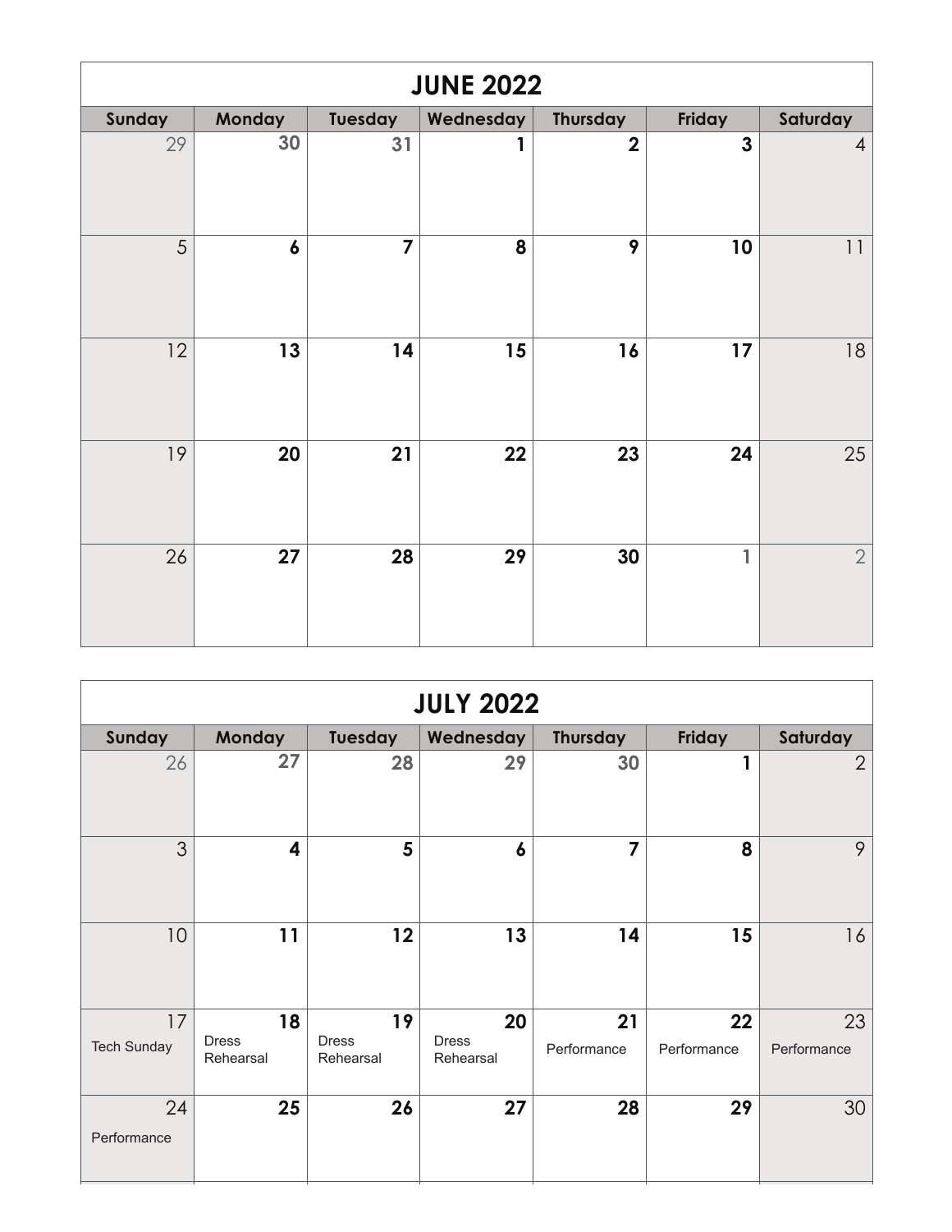## JUNE 2022

| Sunday | Monday | Tuesday | Wednesday | Thursday | Friday | Saturday |
|---|---|---|---|---|---|---|
| 29 | 30 | 31 | 1 | 2 | 3 | 4 |
| 5 | 6 | 7 | 8 | 9 | 10 | 11 |
| 12 | 13 | 14 | 15 | 16 | 17 | 18 |
| 19 | 20 | 21 | 22 | 23 | 24 | 25 |
| 26 | 27 | 28 | 29 | 30 | 1 | 2 |

## JULY 2022

| Sunday | Monday | Tuesday | Wednesday | Thursday | Friday | Saturday |
|---|---|---|---|---|---|---|
| 26 | 27 | 28 | 29 | 30 | 1 | 2 |
| 3 | 4 | 5 | 6 | 7 | 8 | 9 |
| 10 | 11 | 12 | 13 | 14 | 15 | 16 |
| 17 Tech Sunday | 18 Dress Rehearsal | 19 Dress Rehearsal | 20 Dress Rehearsal | 21 Performance | 22 Performance | 23 Performance |
| 24 Performance | 25 | 26 | 27 | 28 | 29 | 30 |